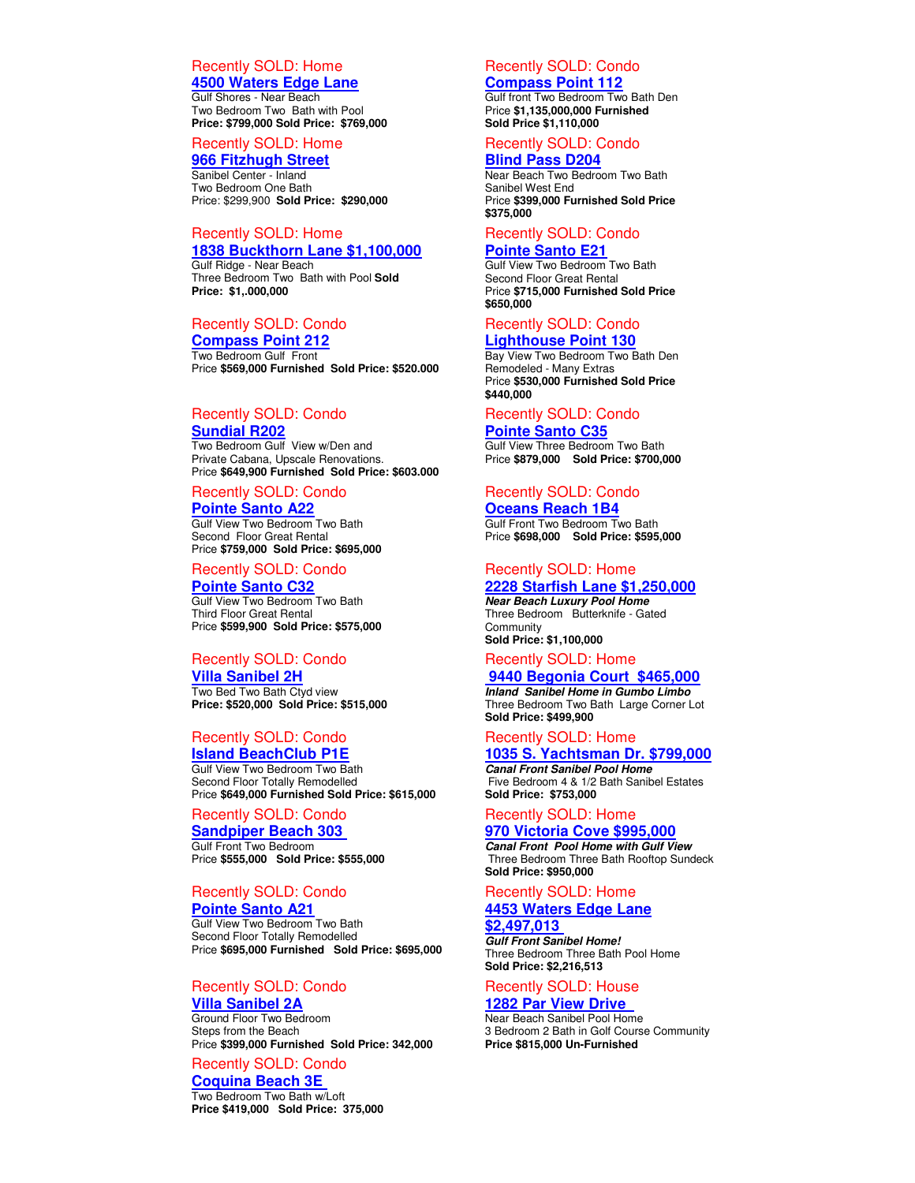Recently SOLD: Home

**[4500 Waters Edge Lane]**

Gulf Shores - Near Beach
Two Bedroom Two Bath with Pool
**Price: $799,000 Sold Price: $769,000**

Recently SOLD: Home

**[966 Fitzhugh Street]**

Sanibel Center - Inland
Two Bedroom One Bath
Price: $299,900 **Sold Price: $290,000**

Recently SOLD: Home

**[1838 Buckthorn Lane $1,100,000]**

Gulf Ridge - Near Beach
Three Bedroom Two Bath with Pool **Sold Price: $1,.000,000**

Recently SOLD: Condo

**[Compass Point 212]**

Two Bedroom Gulf Front
Price **$569,000 Furnished Sold Price: $520.000**

Recently SOLD: Condo

**[Sundial R202]**

Two Bedroom Gulf View w/Den and
Private Cabana, Upscale Renovations.
Price **$649,900 Furnished Sold Price: $603.000**

Recently SOLD: Condo

**[Pointe Santo A22]**

Gulf View Two Bedroom Two Bath
Second Floor Great Rental
Price **$759,000 Sold Price: $695,000**

Recently SOLD: Condo

**[Pointe Santo C32]**

Gulf View Two Bedroom Two Bath
Third Floor Great Rental
Price **$599,900 Sold Price: $575,000**

Recently SOLD: Condo

**[Villa Sanibel 2H]**

Two Bed Two Bath Ctyd view
**Price: $520,000 Sold Price: $515,000**

Recently SOLD: Condo

**[Island BeachClub P1E]**

Gulf View Two Bedroom Two Bath
Second Floor Totally Remodelled
Price **$649,000 Furnished Sold Price: $615,000**

Recently SOLD: Condo

**[Sandpiper Beach 303]**

Gulf Front Two Bedroom
Price **$555,000 Sold Price: $555,000**

Recently SOLD: Condo

**[Pointe Santo A21]**

Gulf View Two Bedroom Two Bath
Second Floor Totally Remodelled
Price **$695,000 Furnished Sold Price: $695,000**

Recently SOLD: Condo

**[Villa Sanibel 2A]**

Ground Floor Two Bedroom
Steps from the Beach
Price **$399,000 Furnished Sold Price: 342,000**

Recently SOLD: Condo

**[Coquina Beach 3E]**

Two Bedroom Two Bath w/Loft
**Price $419,000 Sold Price: 375,000**

Recently SOLD: Condo

**[Compass Point 112]**

Gulf front Two Bedroom Two Bath Den
Price **$1,135,000,000 Furnished**
**Sold Price $1,110,000**

Recently SOLD: Condo

**[Blind Pass D204]**

Near Beach Two Bedroom Two Bath
Sanibel West End
Price **$399,000 Furnished Sold Price $375,000**

Recently SOLD: Condo

**[Pointe Santo E21]**

Gulf View Two Bedroom Two Bath
Second Floor Great Rental
Price **$715,000 Furnished Sold Price $650,000**

Recently SOLD: Condo

**[Lighthouse Point 130]**

Bay View Two Bedroom Two Bath Den
Remodeled - Many Extras
Price **$530,000 Furnished Sold Price $440,000**

Recently SOLD: Condo

**[Pointe Santo C35]**

Gulf View Three Bedroom Two Bath
Price **$879,000 Sold Price: $700,000**

Recently SOLD: Condo

**[Oceans Reach 1B4]**

Gulf Front Two Bedroom Two Bath
Price **$698,000 Sold Price: $595,000**

Recently SOLD: Home

**[2228 Starfish Lane $1,250,000]**

***Near Beach Luxury Pool Home***
Three Bedroom Butterknife - Gated Community
**Sold Price: $1,100,000**

Recently SOLD: Home

**[9440 Begonia Court $465,000]**

***Inland Sanibel Home in Gumbo Limbo***
Three Bedroom Two Bath Large Corner Lot
**Sold Price: $499,900**

Recently SOLD: Home

**[1035 S. Yachtsman Dr. $799,000]**

***Canal Front Sanibel Pool Home***
Five Bedroom 4 & 1/2 Bath Sanibel Estates
**Sold Price: $753,000**

Recently SOLD: Home

**[970 Victoria Cove $995,000]**

***Canal Front Pool Home with Gulf View***
Three Bedroom Three Bath Rooftop Sundeck
**Sold Price: $950,000**

Recently SOLD: Home

**[4453 Waters Edge Lane $2,497,013]**

***Gulf Front Sanibel Home!***
Three Bedroom Three Bath Pool Home
**Sold Price: $2,216,513**

Recently SOLD: House

**[1282 Par View Drive]**

Near Beach Sanibel Pool Home
3 Bedroom 2 Bath in Golf Course Community
**Price $815,000 Un-Furnished**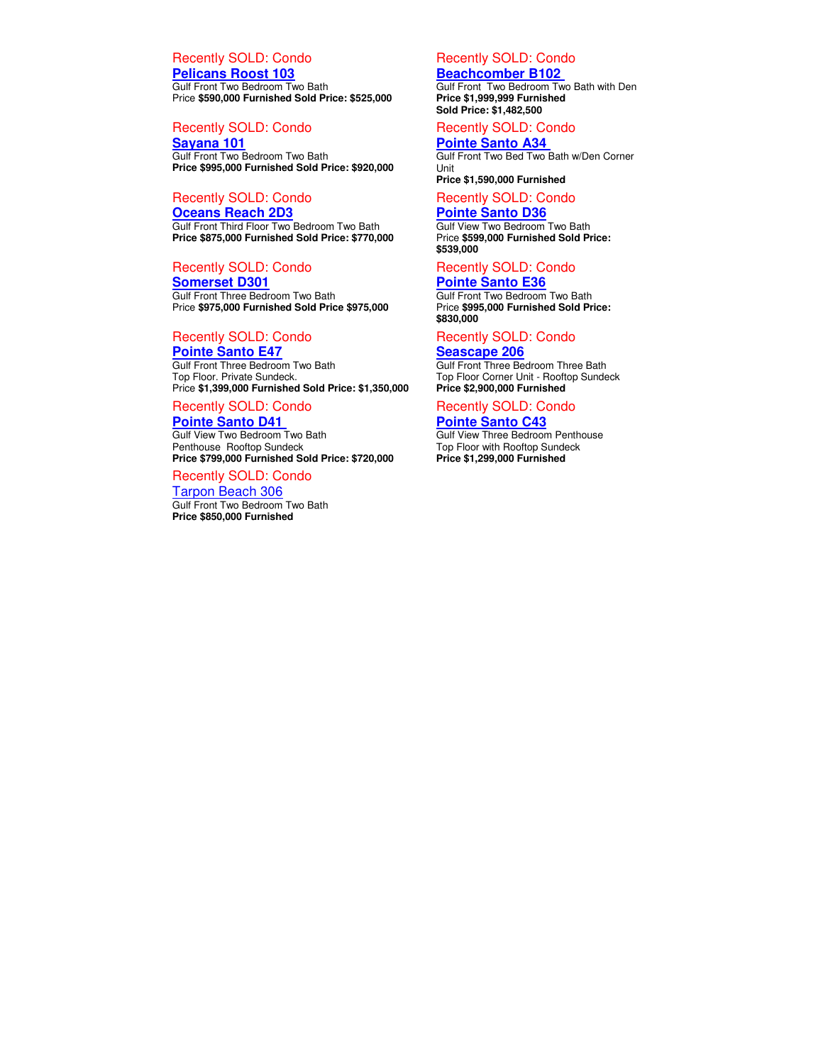Recently SOLD: Condo

**Pelicans Roost 103**

Gulf Front Two Bedroom Two Bath

Price **$590,000 Furnished Sold Price: $525,000**

Recently SOLD: Condo

**Sayana 101**

Gulf Front Two Bedroom Two Bath

**Price $995,000 Furnished Sold Price: $920,000**

Recently SOLD: Condo

**Oceans Reach 2D3**

Gulf Front Third Floor Two Bedroom Two Bath

**Price $875,000 Furnished Sold Price: $770,000**

Recently SOLD: Condo

**Somerset D301**

Gulf Front Three Bedroom Two Bath

Price **$975,000 Furnished Sold Price $975,000**

Recently SOLD: Condo

**Pointe Santo E47**

Gulf Front Three Bedroom Two Bath

Top Floor. Private Sundeck.

Price **$1,399,000 Furnished Sold Price: $1,350,000**

Recently SOLD: Condo

**Pointe Santo D41**

Gulf View Two Bedroom Two Bath

Penthouse Rooftop Sundeck

**Price $799,000 Furnished Sold Price: $720,000**

Recently SOLD: Condo

Tarpon Beach 306

Gulf Front Two Bedroom Two Bath

**Price $850,000 Furnished**

Recently SOLD: Condo

**Beachcomber B102**

Gulf Front Two Bedroom Two Bath with Den

**Price $1,999,999 Furnished**

**Sold Price: $1,482,500**

Recently SOLD: Condo

**Pointe Santo A34**

Gulf Front Two Bed Two Bath w/Den Corner Unit

**Price $1,590,000 Furnished**

Recently SOLD: Condo

**Pointe Santo D36**

Gulf View Two Bedroom Two Bath

Price **$599,000 Furnished Sold Price: $539,000**

Recently SOLD: Condo

**Pointe Santo E36**

Gulf Front Two Bedroom Two Bath

Price **$995,000 Furnished Sold Price: $830,000**

Recently SOLD: Condo

**Seascape 206**

Gulf Front Three Bedroom Three Bath

Top Floor Corner Unit - Rooftop Sundeck

**Price $2,900,000 Furnished**

Recently SOLD: Condo

**Pointe Santo C43**

Gulf View Three Bedroom Penthouse

Top Floor with Rooftop Sundeck

**Price $1,299,000 Furnished**